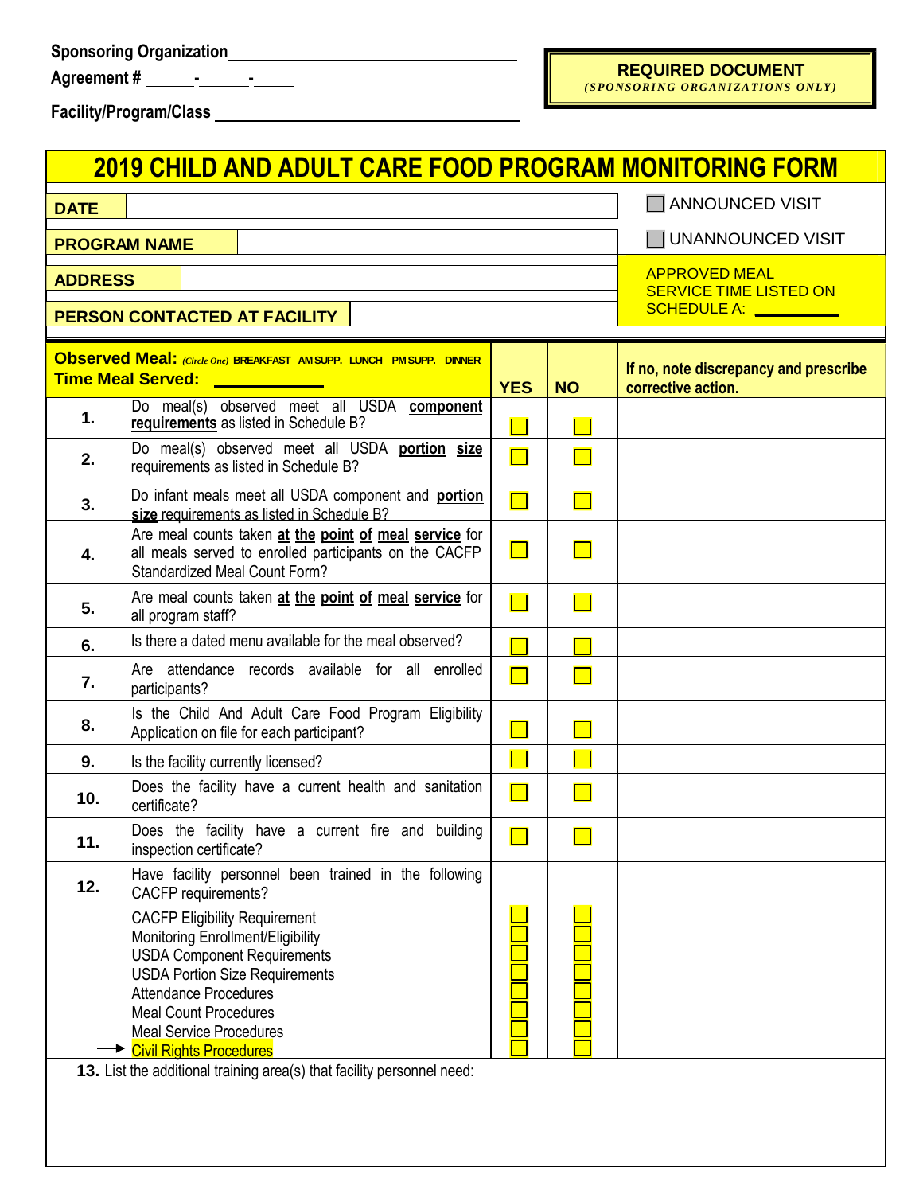Sponsoring Organization\_\_\_\_\_\_\_\_\_\_\_\_\_\_\_\_\_\_\_\_\_\_\_\_\_\_\_\_\_\_\_\_

Agreement # \_\_\_\_\_-\_\_\_\_\_-\_\_\_\_\_

Facility/Program/Class \_\_\_\_\_\_\_\_\_\_\_\_\_\_\_\_\_\_\_\_\_\_\_\_\_\_\_\_\_\_\_\_

**REQUIRED DOCUMENT**
*(SPONSORING ORGANIZATIONS ONLY)*

# 2019 CHILD AND ADULT CARE FOOD PROGRAM MONITORING FORM

| | | |
|---|---|---|
| **DATE** | | ☐ ANNOUNCED VISIT |
| **PROGRAM NAME** | | ☐ UNANNOUNCED VISIT |
| **ADDRESS** | | APPROVED MEAL SERVICE TIME LISTED ON SCHEDULE A: \_\_\_\_\_\_\_\_ |
| **PERSON CONTACTED AT FACILITY** | | |

| | **Observed Meal:** *(Circle One)* BREAKFAST AM SUPP. LUNCH PM SUPP. DINNER<br>**Time Meal Served:** \_\_\_\_\_\_\_\_ | **YES** | **NO** | **If no, note discrepancy and prescribe corrective action.** |
|---|---|---|---|---|
| **1.** | Do meal(s) observed meet all USDA **component requirements** as listed in Schedule B? | ☐ | ☐ | |
| **2.** | Do meal(s) observed meet all USDA **portion size** requirements as listed in Schedule B? | ☐ | ☐ | |
| **3.** | Do infant meals meet all USDA component and **portion size** requirements as listed in Schedule B? | ☐ | ☐ | |
| **4.** | Are meal counts taken **at the point of meal service** for all meals served to enrolled participants on the CACFP Standardized Meal Count Form? | ☐ | ☐ | |
| **5.** | Are meal counts taken **at the point of meal service** for all program staff? | ☐ | ☐ | |
| **6.** | Is there a dated menu available for the meal observed? | ☐ | ☐ | |
| **7.** | Are attendance records available for all enrolled participants? | ☐ | ☐ | |
| **8.** | Is the Child And Adult Care Food Program Eligibility Application on file for each participant? | ☐ | ☐ | |
| **9.** | Is the facility currently licensed? | ☐ | ☐ | |
| **10.** | Does the facility have a current health and sanitation certificate? | ☐ | ☐ | |
| **11.** | Does the facility have a current fire and building inspection certificate? | ☐ | ☐ | |
| **12.** | Have facility personnel been trained in the following CACFP requirements? | | | |
| | CACFP Eligibility Requirement | ☐ | ☐ | |
| | Monitoring Enrollment/Eligibility | ☐ | ☐ | |
| | USDA Component Requirements | ☐ | ☐ | |
| | USDA Portion Size Requirements | ☐ | ☐ | |
| | Attendance Procedures | ☐ | ☐ | |
| | Meal Count Procedures | ☐ | ☐ | |
| | Meal Service Procedures | ☐ | ☐ | |
| | → Civil Rights Procedures | ☐ | ☐ | |

**13.** List the additional training area(s) that facility personnel need: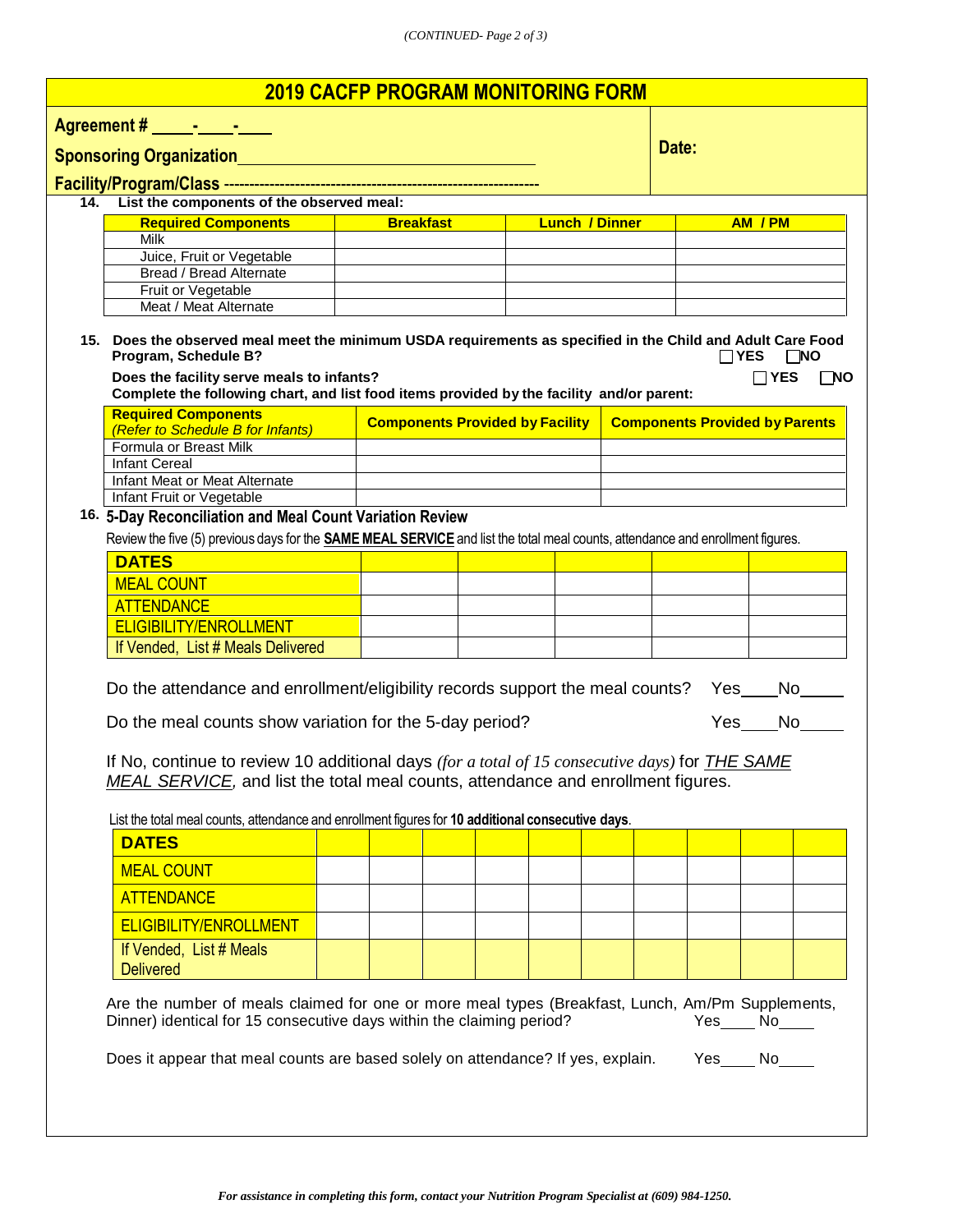## 2019 CACFP PROGRAM MONITORING FORM

**Agreement # \_\_\_\_-\_\_\_\_-\_\_\_\_**

**Sponsoring Organization**\_\_\_\_\_\_\_\_\_\_\_\_\_\_\_\_\_\_\_\_\_\_\_\_\_\_\_\_\_\_\_\_

**Facility/Program/Class** ----------------------------------------------------------------

**Date:**

**14. List the components of the observed meal:**

| Required Components | Breakfast | Lunch / Dinner | AM / PM |
|---|---|---|---|
| Milk | | | |
| Juice, Fruit or Vegetable | | | |
| Bread / Bread Alternate | | | |
| Fruit or Vegetable | | | |
| Meat / Meat Alternate | | | |

**15. Does the observed meal meet the minimum USDA requirements as specified in the Child and Adult Care Food Program, Schedule B?** ☐ **YES** ☐ **NO**

**Does the facility serve meals to infants?** ☐ **YES** ☐ **NO**

**Complete the following chart, and list food items provided by the facility and/or parent:**

| Required Components *(Refer to Schedule B for Infants)* | Components Provided by Facility | Components Provided by Parents |
|---|---|---|
| Formula or Breast Milk | | |
| Infant Cereal | | |
| Infant Meat or Meat Alternate | | |
| Infant Fruit or Vegetable | | |

**16. 5-Day Reconciliation and Meal Count Variation Review**

Review the five (5) previous days for the **SAME MEAL SERVICE** and list the total meal counts, attendance and enrollment figures.

| DATES | | | | | |
|---|---|---|---|---|---|
| MEAL COUNT | | | | | |
| ATTENDANCE | | | | | |
| ELIGIBILITY/ENROLLMENT | | | | | |
| If Vended, List # Meals Delivered | | | | | |

Do the attendance and enrollment/eligibility records support the meal counts? Yes\_\_\_\_No\_\_\_\_\_

Do the meal counts show variation for the 5-day period? Yes\_\_\_\_No\_\_\_\_\_

If No, continue to review 10 additional days *(for a total of 15 consecutive days)* for *THE SAME MEAL SERVICE,* and list the total meal counts, attendance and enrollment figures.

List the total meal counts, attendance and enrollment figures for **10 additional consecutive days**.

| DATES | | | | | | | | | | |
|---|---|---|---|---|---|---|---|---|---|---|
| MEAL COUNT | | | | | | | | | | |
| ATTENDANCE | | | | | | | | | | |
| ELIGIBILITY/ENROLLMENT | | | | | | | | | | |
| If Vended, List # Meals Delivered | | | | | | | | | | |

Are the number of meals claimed for one or more meal types (Breakfast, Lunch, Am/Pm Supplements, Dinner) identical for 15 consecutive days within the claiming period? Yes\_\_\_\_ No\_\_\_\_

Does it appear that meal counts are based solely on attendance? If yes, explain. Yes\_\_\_\_ No\_\_\_\_

*For assistance in completing this form, contact your Nutrition Program Specialist at (609) 984-1250.*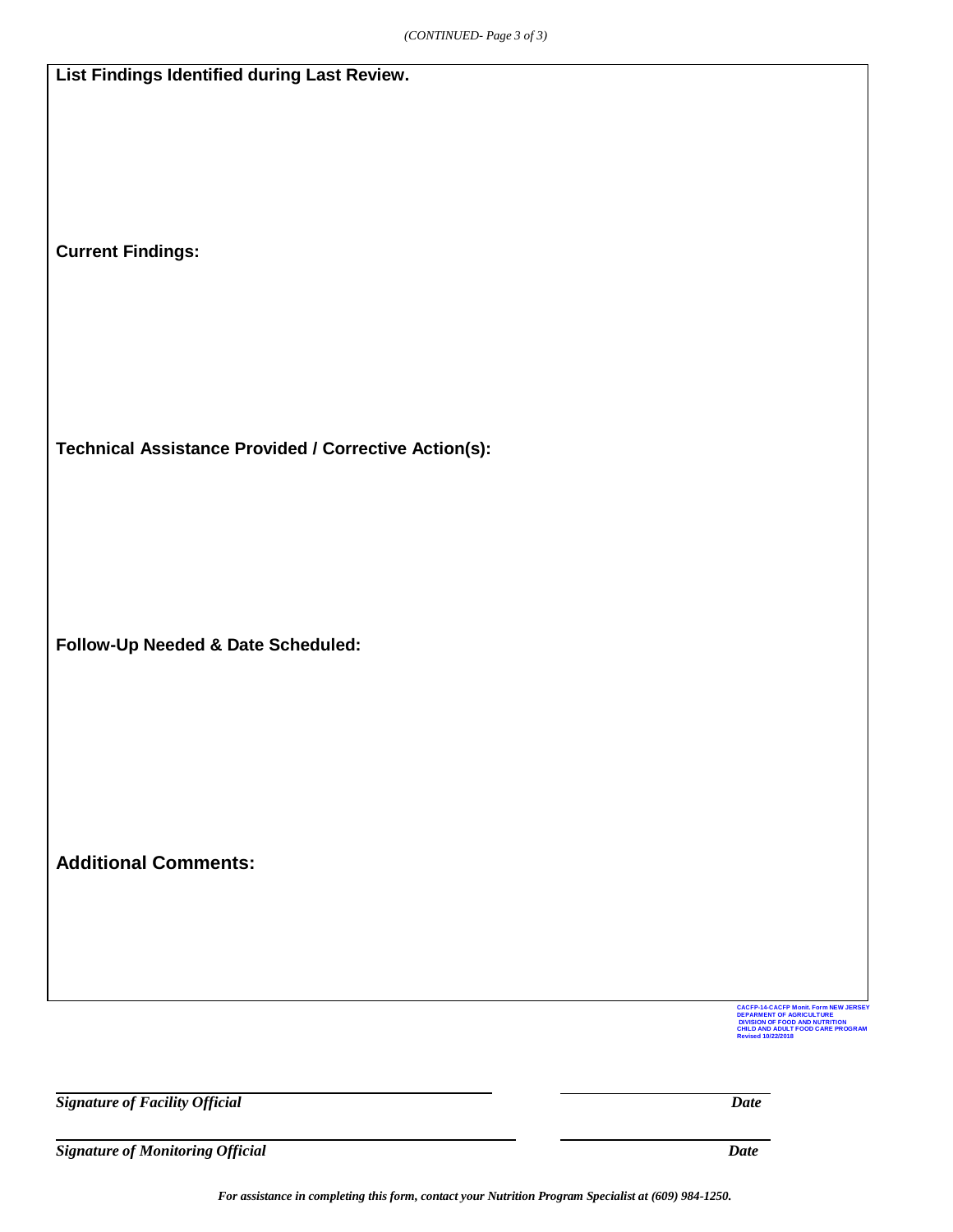**List Findings Identified during Last Review.**

**Current Findings:**

**Technical Assistance Provided / Corrective Action(s):**

**Follow-Up Needed & Date Scheduled:**

**Additional Comments:**

CACFP-14-CACFP Monit. Form NEW JERSEY
DEPARMENT OF AGRICULTURE
DIVISION OF FOOD AND NUTRITION
CHILD AND ADULT FOOD CARE PROGRAM
Revised 10/22/2018

***Signature of Facility Official*** ***Date***

***Signature of Monitoring Official*** ***Date***

***For assistance in completing this form, contact your Nutrition Program Specialist at (609) 984-1250.***